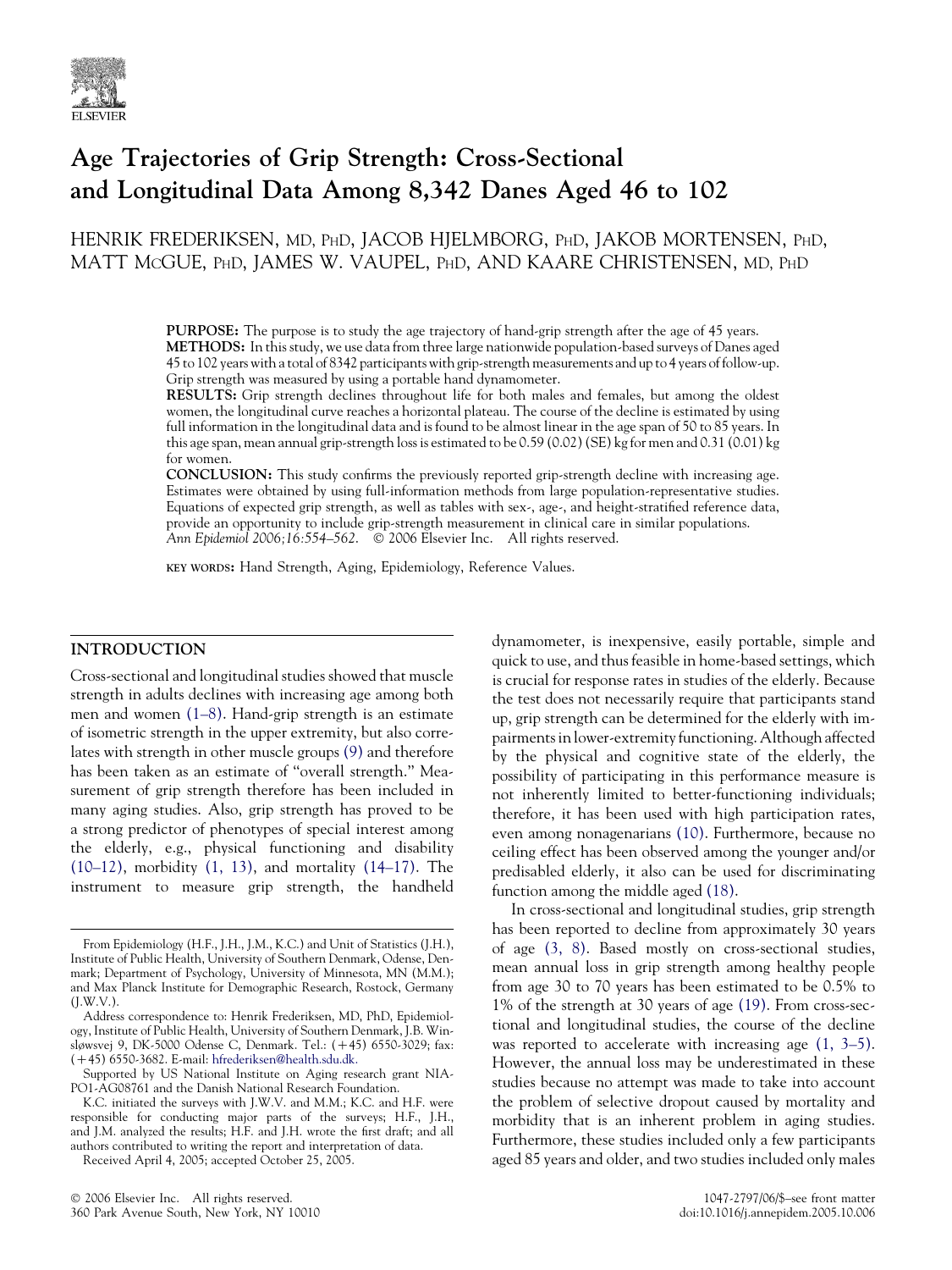# Age Trajectories of Grip Strength: Cross-Sectional and Longitudinal Data Among 8,342 Danes Aged 46 to 102

HENRIK FREDERIKSEN, MD, PHD, JACOB HJELMBORG, PHD, JAKOB MORTENSEN, PHD, MATT MCGUE, PHD, JAMES W. VAUPEL, PHD, AND KAARE CHRISTENSEN, MD, PHD

**PURPOSE:** The purpose is to study the age trajectory of hand-grip strength after the age of 45 years.

**METHODS:** In this study, we use data from three large nationwide population-based surveys of Danes aged 45 to 102 years with a total of 8342 participants with grip-strength measurements and up to 4 years of follow-up. Grip strength was measured by using a portable hand dynamometer.

**RESULTS:** Grip strength declines throughout life for both males and females, but among the oldest women, the longitudinal curve reaches a horizontal plateau. The course of the decline is estimated by using full information in the longitudinal data and is found to be almost linear in the age span of 50 to 85 years. In this age span, mean annual grip-strength loss is estimated to be 0.59 (0.02) (SE) kg for men and 0.31 (0.01) kg for women.

**CONCLUSION:** This study confirms the previously reported grip-strength decline with increasing age. Estimates were obtained by using full-information methods from large population-representative studies. Equations of expected grip strength, as well as tables with sex-, age-, and height-stratified reference data, provide an opportunity to include grip-strength measurement in clinical care in similar populations.
*Ann Epidemiol 2006;16:554–562.* © 2006 Elsevier Inc. All rights reserved.

KEY WORDS: Hand Strength, Aging, Epidemiology, Reference Values.

## INTRODUCTION

Cross-sectional and longitudinal studies showed that muscle strength in adults declines with increasing age among both men and women (1–8). Hand-grip strength is an estimate of isometric strength in the upper extremity, but also correlates with strength in other muscle groups (9) and therefore has been taken as an estimate of "overall strength." Measurement of grip strength therefore has been included in many aging studies. Also, grip strength has proved to be a strong predictor of phenotypes of special interest among the elderly, e.g., physical functioning and disability (10–12), morbidity (1, 13), and mortality (14–17). The instrument to measure grip strength, the handheld dynamometer, is inexpensive, easily portable, simple and quick to use, and thus feasible in home-based settings, which is crucial for response rates in studies of the elderly. Because the test does not necessarily require that participants stand up, grip strength can be determined for the elderly with impairments in lower-extremity functioning. Although affected by the physical and cognitive state of the elderly, the possibility of participating in this performance measure is not inherently limited to better-functioning individuals; therefore, it has been used with high participation rates, even among nonagenarians (10). Furthermore, because no ceiling effect has been observed among the younger and/or predisabled elderly, it also can be used for discriminating function among the middle aged (18).

In cross-sectional and longitudinal studies, grip strength has been reported to decline from approximately 30 years of age (3, 8). Based mostly on cross-sectional studies, mean annual loss in grip strength among healthy people from age 30 to 70 years has been estimated to be 0.5% to 1% of the strength at 30 years of age (19). From cross-sectional and longitudinal studies, the course of the decline was reported to accelerate with increasing age (1, 3–5). However, the annual loss may be underestimated in these studies because no attempt was made to take into account the problem of selective dropout caused by mortality and morbidity that is an inherent problem in aging studies. Furthermore, these studies included only a few participants aged 85 years and older, and two studies included only males

From Epidemiology (H.F., J.H., J.M., K.C.) and Unit of Statistics (J.H.), Institute of Public Health, University of Southern Denmark, Odense, Denmark; Department of Psychology, University of Minnesota, MN (M.M.); and Max Planck Institute for Demographic Research, Rostock, Germany (J.W.V.).

Address correspondence to: Henrik Frederiksen, MD, PhD, Epidemiology, Institute of Public Health, University of Southern Denmark, J.B. Winsløwsvej 9, DK-5000 Odense C, Denmark. Tel.: (+45) 6550-3029; fax: (+45) 6550-3682. E-mail: hfrederiksen@health.sdu.dk.

Supported by US National Institute on Aging research grant NIA-PO1-AG08761 and the Danish National Research Foundation.

K.C. initiated the surveys with J.W.V. and M.M.; K.C. and H.F. were responsible for conducting major parts of the surveys; H.F., J.H., and J.M. analyzed the results; H.F. and J.H. wrote the first draft; and all authors contributed to writing the report and interpretation of data.

Received April 4, 2005; accepted October 25, 2005.

© 2006 Elsevier Inc. All rights reserved.
360 Park Avenue South, New York, NY 10010

1047-2797/06/$–see front matter
doi:10.1016/j.annepidem.2005.10.006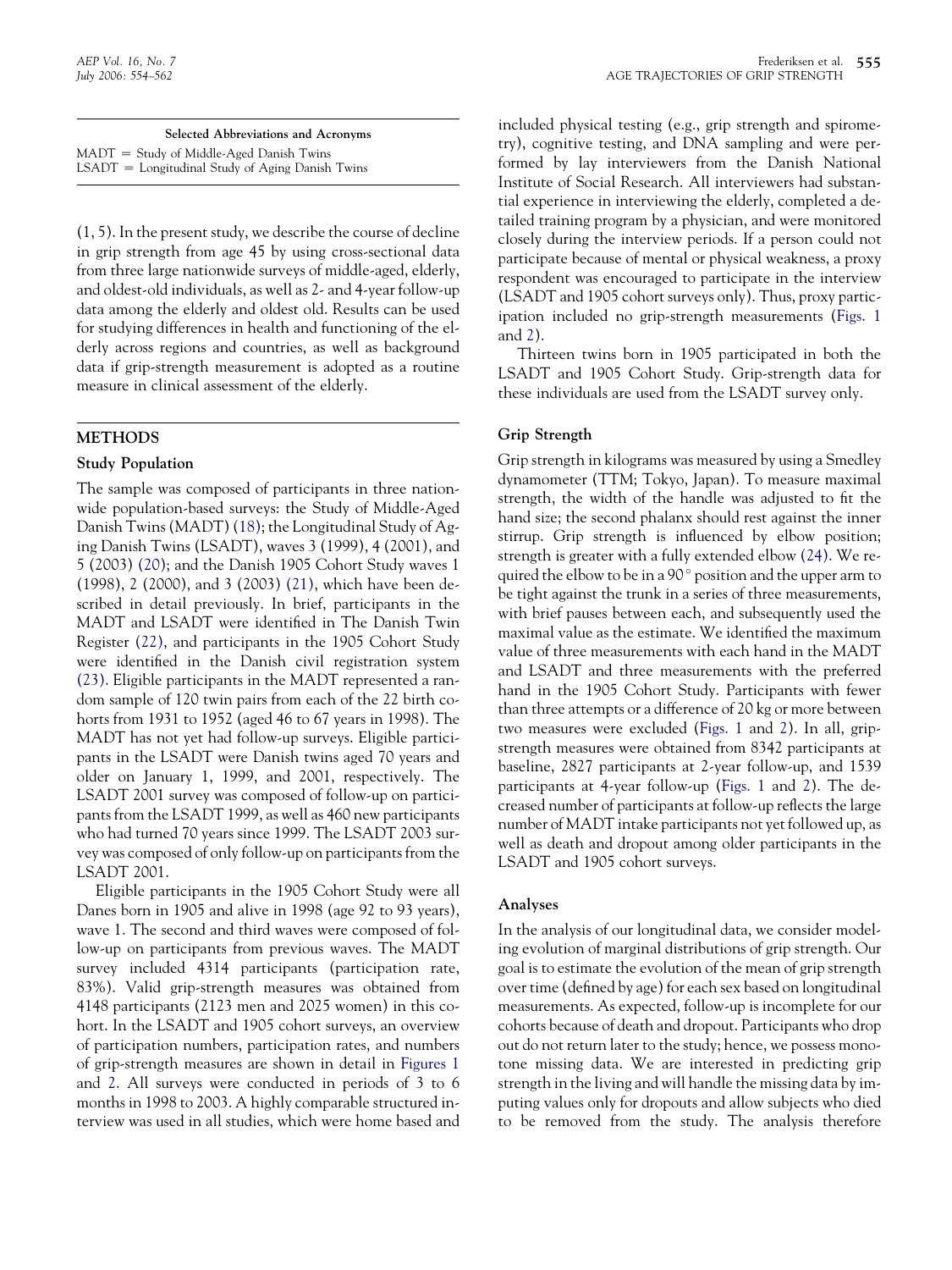| Selected Abbreviations and Acronyms |
| --- |
| MADT = Study of Middle-Aged Danish Twins |
| LSADT = Longitudinal Study of Aging Danish Twins |

(1, 5). In the present study, we describe the course of decline in grip strength from age 45 by using cross-sectional data from three large nationwide surveys of middle-aged, elderly, and oldest-old individuals, as well as 2- and 4-year follow-up data among the elderly and oldest old. Results can be used for studying differences in health and functioning of the elderly across regions and countries, as well as background data if grip-strength measurement is adopted as a routine measure in clinical assessment of the elderly.

## METHODS

### Study Population

The sample was composed of participants in three nationwide population-based surveys: the Study of Middle-Aged Danish Twins (MADT) (18); the Longitudinal Study of Aging Danish Twins (LSADT), waves 3 (1999), 4 (2001), and 5 (2003) (20); and the Danish 1905 Cohort Study waves 1 (1998), 2 (2000), and 3 (2003) (21), which have been described in detail previously. In brief, participants in the MADT and LSADT were identified in The Danish Twin Register (22), and participants in the 1905 Cohort Study were identified in the Danish civil registration system (23). Eligible participants in the MADT represented a random sample of 120 twin pairs from each of the 22 birth cohorts from 1931 to 1952 (aged 46 to 67 years in 1998). The MADT has not yet had follow-up surveys. Eligible participants in the LSADT were Danish twins aged 70 years and older on January 1, 1999, and 2001, respectively. The LSADT 2001 survey was composed of follow-up on participants from the LSADT 1999, as well as 460 new participants who had turned 70 years since 1999. The LSADT 2003 survey was composed of only follow-up on participants from the LSADT 2001.

Eligible participants in the 1905 Cohort Study were all Danes born in 1905 and alive in 1998 (age 92 to 93 years), wave 1. The second and third waves were composed of follow-up on participants from previous waves. The MADT survey included 4314 participants (participation rate, 83%). Valid grip-strength measures was obtained from 4148 participants (2123 men and 2025 women) in this cohort. In the LSADT and 1905 cohort surveys, an overview of participation numbers, participation rates, and numbers of grip-strength measures are shown in detail in Figures 1 and 2. All surveys were conducted in periods of 3 to 6 months in 1998 to 2003. A highly comparable structured interview was used in all studies, which were home based and included physical testing (e.g., grip strength and spirometry), cognitive testing, and DNA sampling and were performed by lay interviewers from the Danish National Institute of Social Research. All interviewers had substantial experience in interviewing the elderly, completed a detailed training program by a physician, and were monitored closely during the interview periods. If a person could not participate because of mental or physical weakness, a proxy respondent was encouraged to participate in the interview (LSADT and 1905 cohort surveys only). Thus, proxy participation included no grip-strength measurements (Figs. 1 and 2).

Thirteen twins born in 1905 participated in both the LSADT and 1905 Cohort Study. Grip-strength data for these individuals are used from the LSADT survey only.

### Grip Strength

Grip strength in kilograms was measured by using a Smedley dynamometer (TTM; Tokyo, Japan). To measure maximal strength, the width of the handle was adjusted to fit the hand size; the second phalanx should rest against the inner stirrup. Grip strength is influenced by elbow position; strength is greater with a fully extended elbow (24). We required the elbow to be in a 90° position and the upper arm to be tight against the trunk in a series of three measurements, with brief pauses between each, and subsequently used the maximal value as the estimate. We identified the maximum value of three measurements with each hand in the MADT and LSADT and three measurements with the preferred hand in the 1905 Cohort Study. Participants with fewer than three attempts or a difference of 20 kg or more between two measures were excluded (Figs. 1 and 2). In all, grip-strength measures were obtained from 8342 participants at baseline, 2827 participants at 2-year follow-up, and 1539 participants at 4-year follow-up (Figs. 1 and 2). The decreased number of participants at follow-up reflects the large number of MADT intake participants not yet followed up, as well as death and dropout among older participants in the LSADT and 1905 cohort surveys.

### Analyses

In the analysis of our longitudinal data, we consider modeling evolution of marginal distributions of grip strength. Our goal is to estimate the evolution of the mean of grip strength over time (defined by age) for each sex based on longitudinal measurements. As expected, follow-up is incomplete for our cohorts because of death and dropout. Participants who drop out do not return later to the study; hence, we possess monotone missing data. We are interested in predicting grip strength in the living and will handle the missing data by imputing values only for dropouts and allow subjects who died to be removed from the study. The analysis therefore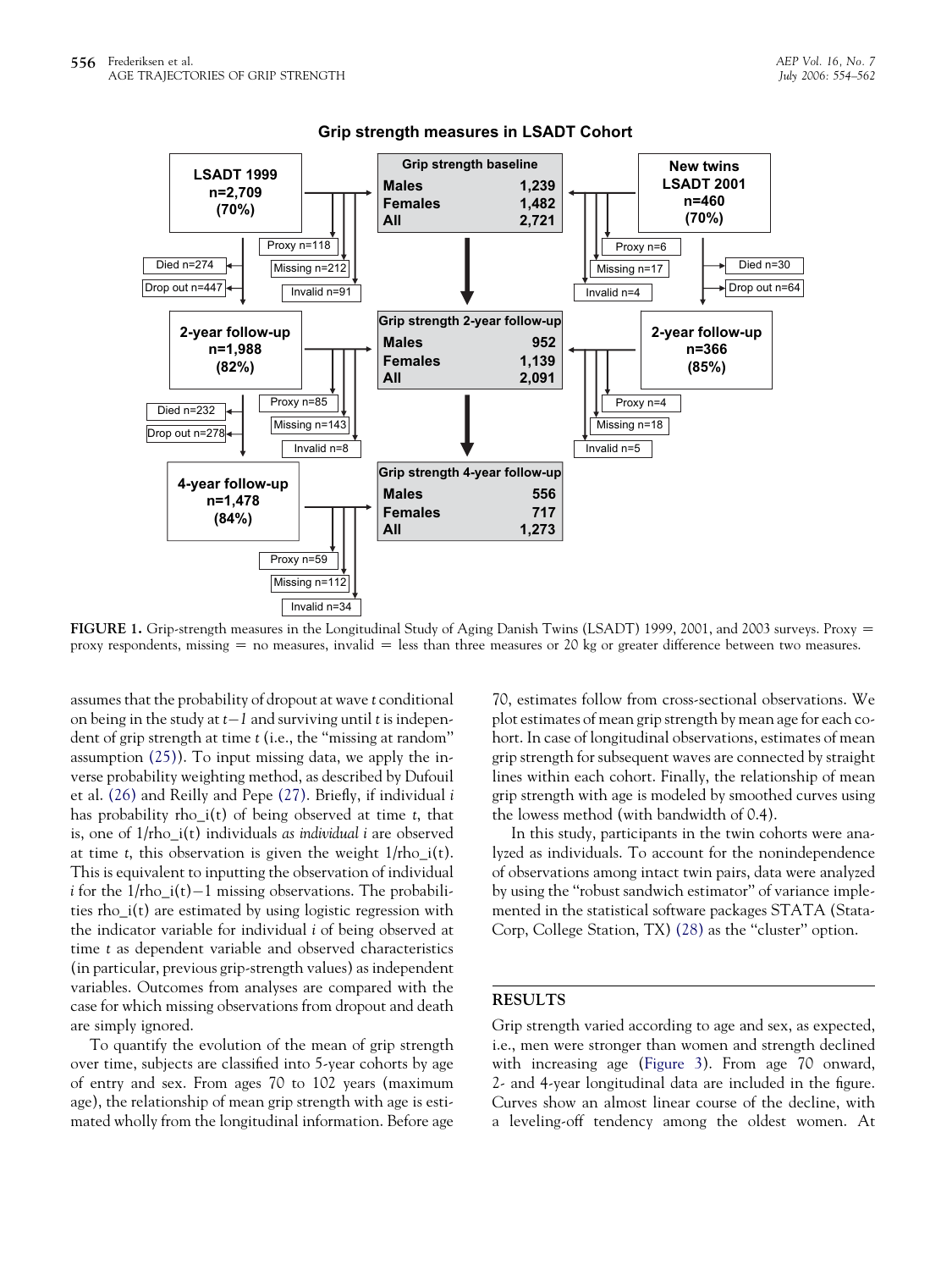**Grip strength measures in LSADT Cohort**

| | Grip strength baseline | |
|---|---|---|
| LSADT 1999 n=2,709 (70%) | Males 1,239; Females 1,482; All 2,721 | New twins LSADT 2001 n=460 (70%) |
| Proxy n=118; Missing n=212; Invalid n=91; Died n=274; Drop out n=447 | | Proxy n=6; Missing n=17; Invalid n=4; Died n=30; Drop out n=64 |
| 2-year follow-up n=1,988 (82%) | Grip strength 2-year follow-up: Males 952; Females 1,139; All 2,091 | 2-year follow-up n=366 (85%) |
| Proxy n=85; Missing n=143; Invalid n=8; Died n=232; Drop out n=278 | | Proxy n=4; Missing n=18; Invalid n=5 |
| 4-year follow-up n=1,478 (84%) | Grip strength 4-year follow-up: Males 556; Females 717; All 1,273 | |
| Proxy n=59; Missing n=112; Invalid n=34 | | |

**FIGURE 1.** Grip-strength measures in the Longitudinal Study of Aging Danish Twins (LSADT) 1999, 2001, and 2003 surveys. Proxy = proxy respondents, missing = no measures, invalid = less than three measures or 20 kg or greater difference between two measures.

assumes that the probability of dropout at wave $t$ conditional on being in the study at $t-1$ and surviving until $t$ is independent of grip strength at time $t$ (i.e., the "missing at random" assumption (25)). To input missing data, we apply the inverse probability weighting method, as described by Dufouil et al. (26) and Reilly and Pepe (27). Briefly, if individual $i$ has probability rho_i(t) of being observed at time $t$, that is, one of 1/rho_i(t) individuals *as individual i* are observed at time $t$, this observation is given the weight 1/rho_i(t). This is equivalent to inputting the observation of individual $i$ for the 1/rho_i(t)−1 missing observations. The probabilities rho_i(t) are estimated by using logistic regression with the indicator variable for individual $i$ of being observed at time $t$ as dependent variable and observed characteristics (in particular, previous grip-strength values) as independent variables. Outcomes from analyses are compared with the case for which missing observations from dropout and death are simply ignored.

To quantify the evolution of the mean of grip strength over time, subjects are classified into 5-year cohorts by age of entry and sex. From ages 70 to 102 years (maximum age), the relationship of mean grip strength with age is estimated wholly from the longitudinal information. Before age 70, estimates follow from cross-sectional observations. We plot estimates of mean grip strength by mean age for each cohort. In case of longitudinal observations, estimates of mean grip strength for subsequent waves are connected by straight lines within each cohort. Finally, the relationship of mean grip strength with age is modeled by smoothed curves using the lowess method (with bandwidth of 0.4).

In this study, participants in the twin cohorts were analyzed as individuals. To account for the nonindependence of observations among intact twin pairs, data were analyzed by using the "robust sandwich estimator" of variance implemented in the statistical software packages STATA (StataCorp, College Station, TX) (28) as the "cluster" option.

## RESULTS

Grip strength varied according to age and sex, as expected, i.e., men were stronger than women and strength declined with increasing age (Figure 3). From age 70 onward, 2- and 4-year longitudinal data are included in the figure. Curves show an almost linear course of the decline, with a leveling-off tendency among the oldest women. At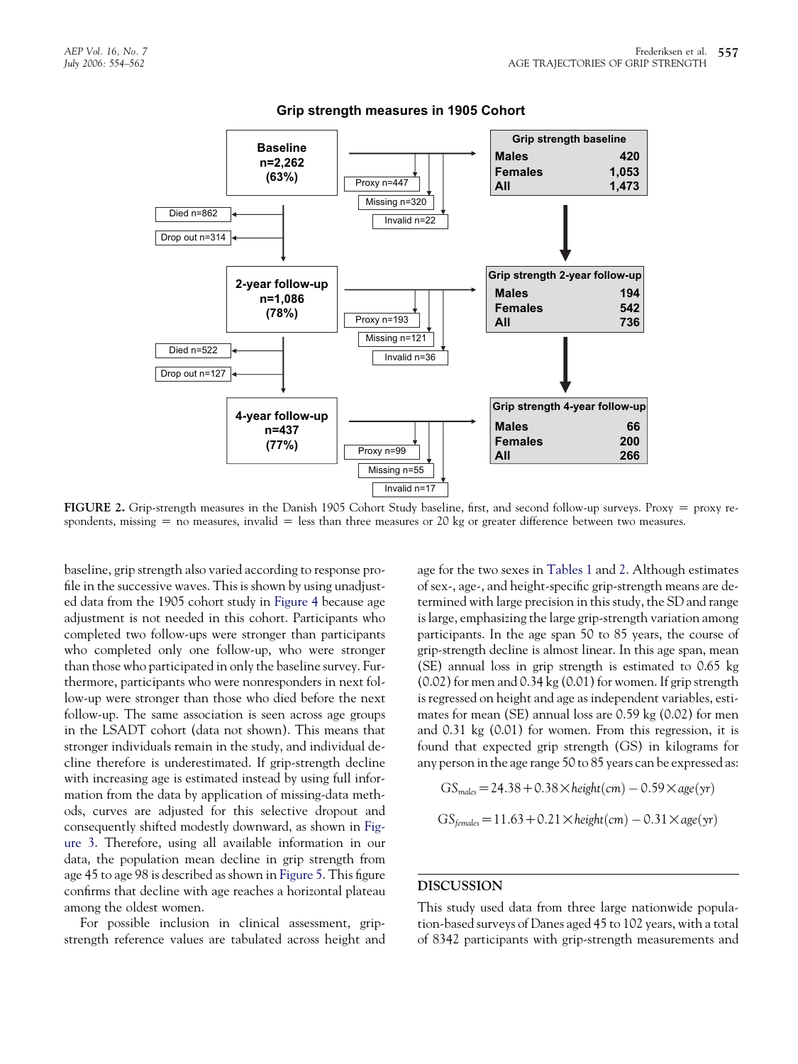**Grip strength measures in 1905 Cohort**

| Survey | Grip strength | Males | Females | All |
|---|---|---|---|---|
| Baseline n=2,262 (63%) — Proxy n=447, Missing n=320, Invalid n=22 | Grip strength baseline | 420 | 1,053 | 1,473 |
| Died n=862; Drop out n=314 | | | | |
| 2-year follow-up n=1,086 (78%) — Proxy n=193, Missing n=121, Invalid n=36 | Grip strength 2-year follow-up | 194 | 542 | 736 |
| Died n=522; Drop out n=127 | | | | |
| 4-year follow-up n=437 (77%) — Proxy n=99, Missing n=55, Invalid n=17 | Grip strength 4-year follow-up | 66 | 200 | 266 |

**FIGURE 2.** Grip-strength measures in the Danish 1905 Cohort Study baseline, first, and second follow-up surveys. Proxy = proxy respondents, missing = no measures, invalid = less than three measures or 20 kg or greater difference between two measures.

baseline, grip strength also varied according to response profile in the successive waves. This is shown by using unadjusted data from the 1905 cohort study in Figure 4 because age adjustment is not needed in this cohort. Participants who completed two follow-ups were stronger than participants who completed only one follow-up, who were stronger than those who participated in only the baseline survey. Furthermore, participants who were nonresponders in next follow-up were stronger than those who died before the next follow-up. The same association is seen across age groups in the LSADT cohort (data not shown). This means that stronger individuals remain in the study, and individual decline therefore is underestimated. If grip-strength decline with increasing age is estimated instead by using full information from the data by application of missing-data methods, curves are adjusted for this selective dropout and consequently shifted modestly downward, as shown in Figure 3. Therefore, using all available information in our data, the population mean decline in grip strength from age 45 to age 98 is described as shown in Figure 5. This figure confirms that decline with age reaches a horizontal plateau among the oldest women.

For possible inclusion in clinical assessment, grip-strength reference values are tabulated across height and age for the two sexes in Tables 1 and 2. Although estimates of sex-, age-, and height-specific grip-strength means are determined with large precision in this study, the SD and range is large, emphasizing the large grip-strength variation among participants. In the age span 50 to 85 years, the course of grip-strength decline is almost linear. In this age span, mean (SE) annual loss in grip strength is estimated to 0.65 kg (0.02) for men and 0.34 kg (0.01) for women. If grip strength is regressed on height and age as independent variables, estimates for mean (SE) annual loss are 0.59 kg (0.02) for men and 0.31 kg (0.01) for women. From this regression, it is found that expected grip strength (GS) in kilograms for any person in the age range 50 to 85 years can be expressed as:

$$GS_{males} = 24.38 + 0.38 \times height(cm) - 0.59 \times age(yr)$$

$$GS_{females} = 11.63 + 0.21 \times height(cm) - 0.31 \times age(yr)$$

## DISCUSSION

This study used data from three large nationwide population-based surveys of Danes aged 45 to 102 years, with a total of 8342 participants with grip-strength measurements and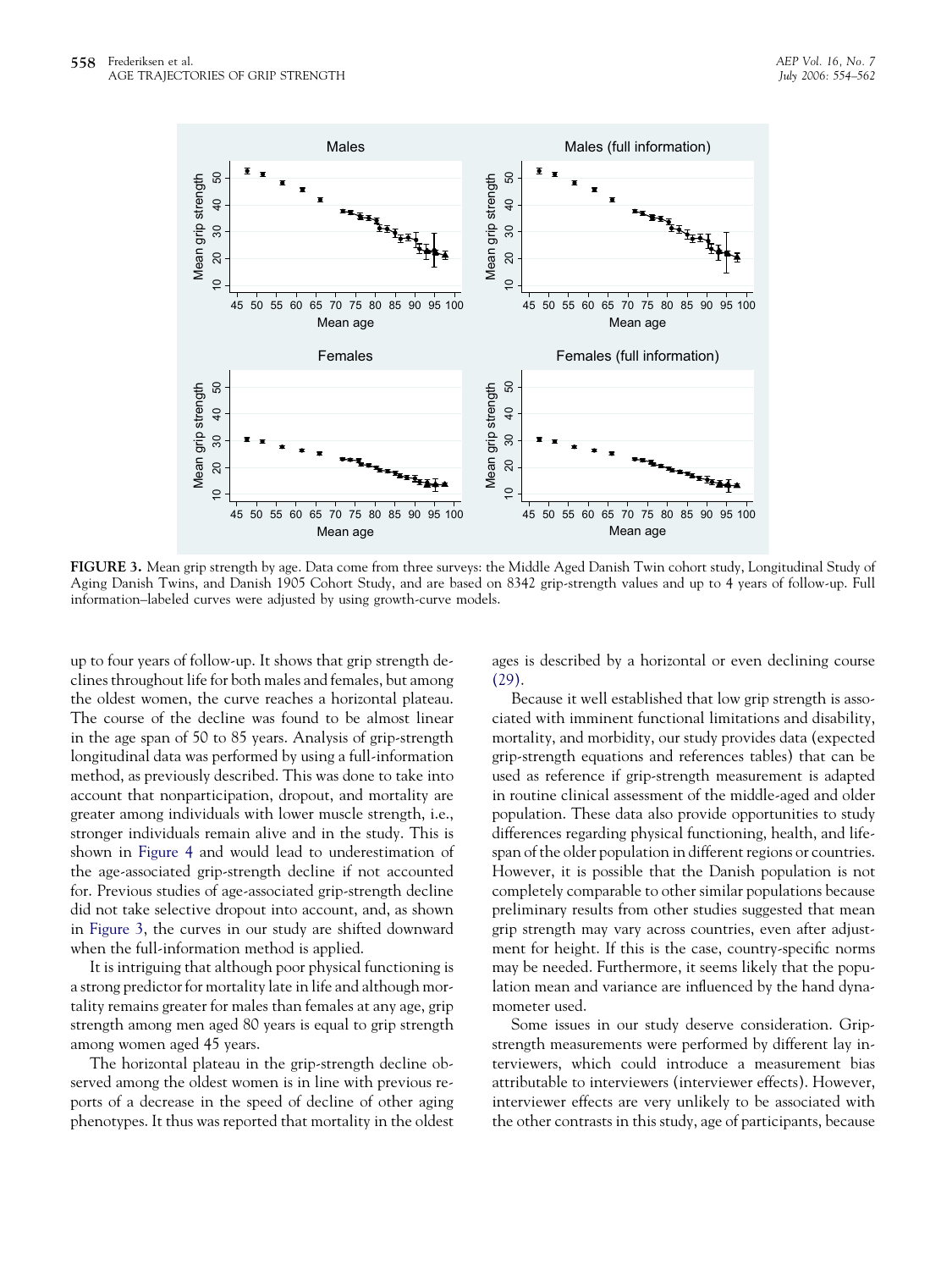**FIGURE 3.** Mean grip strength by age. Data come from three surveys: the Middle Aged Danish Twin cohort study, Longitudinal Study of Aging Danish Twins, and Danish 1905 Cohort Study, and are based on 8342 grip-strength values and up to 4 years of follow-up. Full information–labeled curves were adjusted by using growth-curve models.

up to four years of follow-up. It shows that grip strength declines throughout life for both males and females, but among the oldest women, the curve reaches a horizontal plateau. The course of the decline was found to be almost linear in the age span of 50 to 85 years. Analysis of grip-strength longitudinal data was performed by using a full-information method, as previously described. This was done to take into account that nonparticipation, dropout, and mortality are greater among individuals with lower muscle strength, i.e., stronger individuals remain alive and in the study. This is shown in Figure 4 and would lead to underestimation of the age-associated grip-strength decline if not accounted for. Previous studies of age-associated grip-strength decline did not take selective dropout into account, and, as shown in Figure 3, the curves in our study are shifted downward when the full-information method is applied.

It is intriguing that although poor physical functioning is a strong predictor for mortality late in life and although mortality remains greater for males than females at any age, grip strength among men aged 80 years is equal to grip strength among women aged 45 years.

The horizontal plateau in the grip-strength decline observed among the oldest women is in line with previous reports of a decrease in the speed of decline of other aging phenotypes. It thus was reported that mortality in the oldest ages is described by a horizontal or even declining course (29).

Because it well established that low grip strength is associated with imminent functional limitations and disability, mortality, and morbidity, our study provides data (expected grip-strength equations and references tables) that can be used as reference if grip-strength measurement is adapted in routine clinical assessment of the middle-aged and older population. These data also provide opportunities to study differences regarding physical functioning, health, and lifespan of the older population in different regions or countries. However, it is possible that the Danish population is not completely comparable to other similar populations because preliminary results from other studies suggested that mean grip strength may vary across countries, even after adjustment for height. If this is the case, country-specific norms may be needed. Furthermore, it seems likely that the population mean and variance are influenced by the hand dynamometer used.

Some issues in our study deserve consideration. Grip-strength measurements were performed by different lay interviewers, which could introduce a measurement bias attributable to interviewers (interviewer effects). However, interviewer effects are very unlikely to be associated with the other contrasts in this study, age of participants, because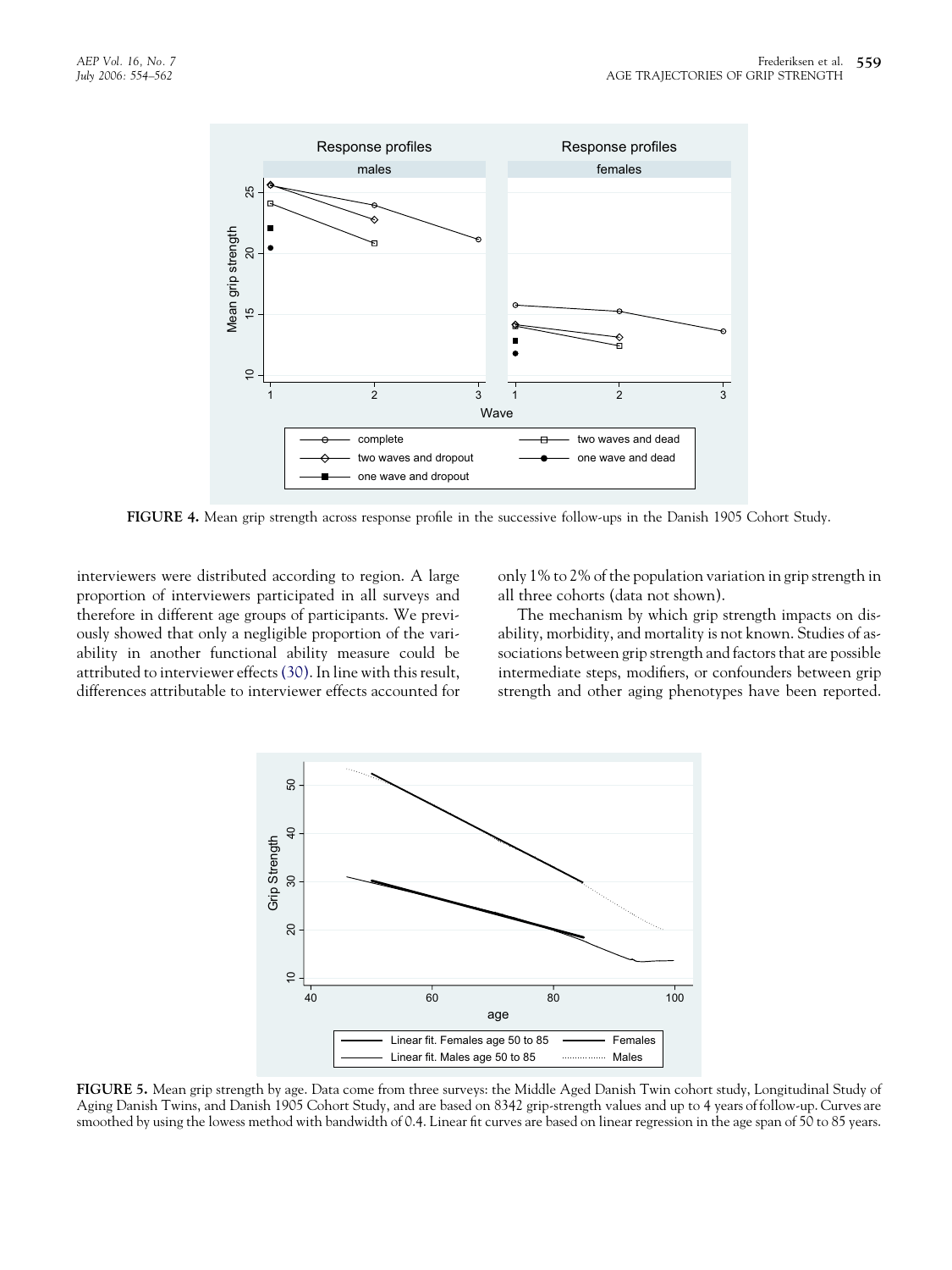**FIGURE 4.** Mean grip strength across response profile in the successive follow-ups in the Danish 1905 Cohort Study.

interviewers were distributed according to region. A large proportion of interviewers participated in all surveys and therefore in different age groups of participants. We previously showed that only a negligible proportion of the variability in another functional ability measure could be attributed to interviewer effects (30). In line with this result, differences attributable to interviewer effects accounted for only 1% to 2% of the population variation in grip strength in all three cohorts (data not shown).

The mechanism by which grip strength impacts on disability, morbidity, and mortality is not known. Studies of associations between grip strength and factors that are possible intermediate steps, modifiers, or confounders between grip strength and other aging phenotypes have been reported.

**FIGURE 5.** Mean grip strength by age. Data come from three surveys: the Middle Aged Danish Twin cohort study, Longitudinal Study of Aging Danish Twins, and Danish 1905 Cohort Study, and are based on 8342 grip-strength values and up to 4 years of follow-up. Curves are smoothed by using the lowess method with bandwidth of 0.4. Linear fit curves are based on linear regression in the age span of 50 to 85 years.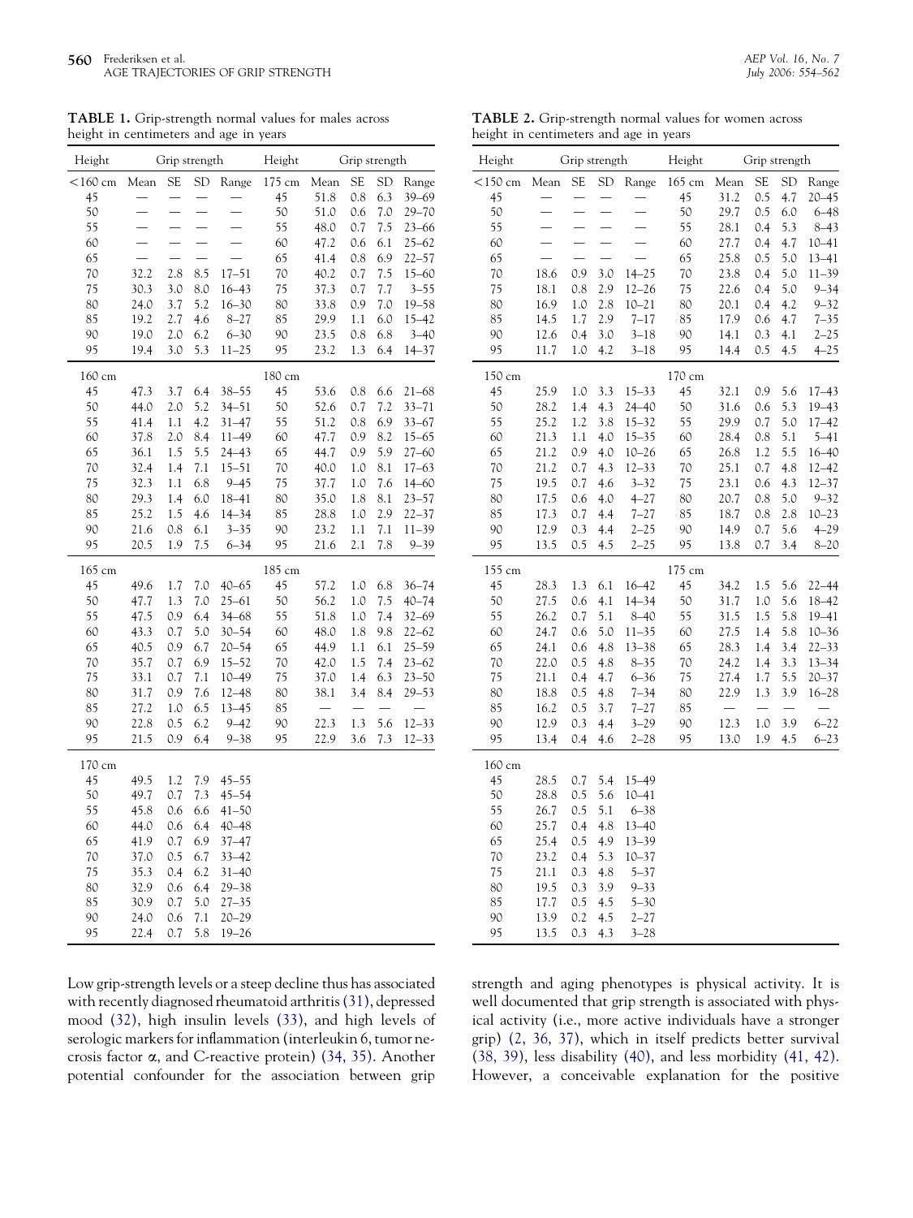**TABLE 1.** Grip-strength normal values for males across height in centimeters and age in years

| Height | Grip strength | | | | Height | Grip strength | | | |
|---|---|---|---|---|---|---|---|---|---|
| <160 cm | Mean | SE | SD | Range | 175 cm | Mean | SE | SD | Range |
| 45 | — | — | — | — | 45 | 51.8 | 0.8 | 6.3 | 39–69 |
| 50 | — | — | — | — | 50 | 51.0 | 0.6 | 7.0 | 29–70 |
| 55 | — | — | — | — | 55 | 48.0 | 0.7 | 7.5 | 23–66 |
| 60 | — | — | — | — | 60 | 47.2 | 0.6 | 6.1 | 25–62 |
| 65 | — | — | — | — | 65 | 41.4 | 0.8 | 6.9 | 22–57 |
| 70 | 32.2 | 2.8 | 8.5 | 17–51 | 70 | 40.2 | 0.7 | 7.5 | 15–60 |
| 75 | 30.3 | 3.0 | 8.0 | 16–43 | 75 | 37.3 | 0.7 | 7.7 | 3–55 |
| 80 | 24.0 | 3.7 | 5.2 | 16–30 | 80 | 33.8 | 0.9 | 7.0 | 19–58 |
| 85 | 19.2 | 2.7 | 4.6 | 8–27 | 85 | 29.9 | 1.1 | 6.0 | 15–42 |
| 90 | 19.0 | 2.0 | 6.2 | 6–30 | 90 | 23.5 | 0.8 | 6.8 | 3–40 |
| 95 | 19.4 | 3.0 | 5.3 | 11–25 | 95 | 23.2 | 1.3 | 6.4 | 14–37 |
| 160 cm | | | | | 180 cm | | | | |
| 45 | 47.3 | 3.7 | 6.4 | 38–55 | 45 | 53.6 | 0.8 | 6.6 | 21–68 |
| 50 | 44.0 | 2.0 | 5.2 | 34–51 | 50 | 52.6 | 0.7 | 7.2 | 33–71 |
| 55 | 41.4 | 1.1 | 4.2 | 31–47 | 55 | 51.2 | 0.8 | 6.9 | 33–67 |
| 60 | 37.8 | 2.0 | 8.4 | 11–49 | 60 | 47.7 | 0.9 | 8.2 | 15–65 |
| 65 | 36.1 | 1.5 | 5.5 | 24–43 | 65 | 44.7 | 0.9 | 5.9 | 27–60 |
| 70 | 32.4 | 1.4 | 7.1 | 15–51 | 70 | 40.0 | 1.0 | 8.1 | 17–63 |
| 75 | 32.3 | 1.1 | 6.8 | 9–45 | 75 | 37.7 | 1.0 | 7.6 | 14–60 |
| 80 | 29.3 | 1.4 | 6.0 | 18–41 | 80 | 35.0 | 1.8 | 8.1 | 23–57 |
| 85 | 25.2 | 1.5 | 4.6 | 14–34 | 85 | 28.8 | 1.0 | 2.9 | 22–37 |
| 90 | 21.6 | 0.8 | 6.1 | 3–35 | 90 | 23.2 | 1.1 | 7.1 | 11–39 |
| 95 | 20.5 | 1.9 | 7.5 | 6–34 | 95 | 21.6 | 2.1 | 7.8 | 9–39 |
| 165 cm | | | | | 185 cm | | | | |
| 45 | 49.6 | 1.7 | 7.0 | 40–65 | 45 | 57.2 | 1.0 | 6.8 | 36–74 |
| 50 | 47.7 | 1.3 | 7.0 | 25–61 | 50 | 56.2 | 1.0 | 7.5 | 40–74 |
| 55 | 47.5 | 0.9 | 6.4 | 34–68 | 55 | 51.8 | 1.0 | 7.4 | 32–69 |
| 60 | 43.3 | 0.7 | 5.0 | 30–54 | 60 | 48.0 | 1.8 | 9.8 | 22–62 |
| 65 | 40.5 | 0.9 | 6.7 | 20–54 | 65 | 44.9 | 1.1 | 6.1 | 25–59 |
| 70 | 35.7 | 0.7 | 6.9 | 15–52 | 70 | 42.0 | 1.5 | 7.4 | 23–62 |
| 75 | 33.1 | 0.7 | 7.1 | 10–49 | 75 | 37.0 | 1.4 | 6.3 | 23–50 |
| 80 | 31.7 | 0.9 | 7.6 | 12–48 | 80 | 38.1 | 3.4 | 8.4 | 29–53 |
| 85 | 27.2 | 1.0 | 6.5 | 13–45 | 85 | — | — | — | — |
| 90 | 22.8 | 0.5 | 6.2 | 9–42 | 90 | 22.3 | 1.3 | 5.6 | 12–33 |
| 95 | 21.5 | 0.9 | 6.4 | 9–38 | 95 | 22.9 | 3.6 | 7.3 | 12–33 |
| 170 cm | | | | | | | | | |
| 45 | 49.5 | 1.2 | 7.9 | 45–55 | | | | | |
| 50 | 49.7 | 0.7 | 7.3 | 45–54 | | | | | |
| 55 | 45.8 | 0.6 | 6.6 | 41–50 | | | | | |
| 60 | 44.0 | 0.6 | 6.4 | 40–48 | | | | | |
| 65 | 41.9 | 0.7 | 6.9 | 37–47 | | | | | |
| 70 | 37.0 | 0.5 | 6.7 | 33–42 | | | | | |
| 75 | 35.3 | 0.4 | 6.2 | 31–40 | | | | | |
| 80 | 32.9 | 0.6 | 6.4 | 29–38 | | | | | |
| 85 | 30.9 | 0.7 | 5.0 | 27–35 | | | | | |
| 90 | 24.0 | 0.6 | 7.1 | 20–29 | | | | | |
| 95 | 22.4 | 0.7 | 5.8 | 19–26 | | | | | |

**TABLE 2.** Grip-strength normal values for women across height in centimeters and age in years

| Height | Grip strength | | | | Height | Grip strength | | | |
|---|---|---|---|---|---|---|---|---|---|
| <150 cm | Mean | SE | SD | Range | 165 cm | Mean | SE | SD | Range |
| 45 | — | — | — | — | 45 | 31.2 | 0.5 | 4.7 | 20–45 |
| 50 | — | — | — | — | 50 | 29.7 | 0.5 | 6.0 | 6–48 |
| 55 | — | — | — | — | 55 | 28.1 | 0.4 | 5.3 | 8–43 |
| 60 | — | — | — | — | 60 | 27.7 | 0.4 | 4.7 | 10–41 |
| 65 | — | — | — | — | 65 | 25.8 | 0.5 | 5.0 | 13–41 |
| 70 | 18.6 | 0.9 | 3.0 | 14–25 | 70 | 23.8 | 0.4 | 5.0 | 11–39 |
| 75 | 18.1 | 0.8 | 2.9 | 12–26 | 75 | 22.6 | 0.4 | 5.0 | 9–34 |
| 80 | 16.9 | 1.0 | 2.8 | 10–21 | 80 | 20.1 | 0.4 | 4.2 | 9–32 |
| 85 | 14.5 | 1.7 | 2.9 | 7–17 | 85 | 17.9 | 0.6 | 4.7 | 7–35 |
| 90 | 12.6 | 0.4 | 3.0 | 3–18 | 90 | 14.1 | 0.3 | 4.1 | 2–25 |
| 95 | 11.7 | 1.0 | 4.2 | 3–18 | 95 | 14.4 | 0.5 | 4.5 | 4–25 |
| 150 cm | | | | | 170 cm | | | | |
| 45 | 25.9 | 1.0 | 3.3 | 15–33 | 45 | 32.1 | 0.9 | 5.6 | 17–43 |
| 50 | 28.2 | 1.4 | 4.3 | 24–40 | 50 | 31.6 | 0.6 | 5.3 | 19–43 |
| 55 | 25.2 | 1.2 | 3.8 | 15–32 | 55 | 29.9 | 0.7 | 5.0 | 17–42 |
| 60 | 21.3 | 1.1 | 4.0 | 15–35 | 60 | 28.4 | 0.8 | 5.1 | 5–41 |
| 65 | 21.2 | 0.9 | 4.0 | 10–26 | 65 | 26.8 | 1.2 | 5.5 | 16–40 |
| 70 | 21.2 | 0.7 | 4.3 | 12–33 | 70 | 25.1 | 0.7 | 4.8 | 12–42 |
| 75 | 19.5 | 0.7 | 4.6 | 3–32 | 75 | 23.1 | 0.6 | 4.3 | 12–37 |
| 80 | 17.5 | 0.6 | 4.0 | 4–27 | 80 | 20.7 | 0.8 | 5.0 | 9–32 |
| 85 | 17.3 | 0.7 | 4.4 | 7–27 | 85 | 18.7 | 0.8 | 2.8 | 10–23 |
| 90 | 12.9 | 0.3 | 4.4 | 2–25 | 90 | 14.9 | 0.7 | 5.6 | 4–29 |
| 95 | 13.5 | 0.5 | 4.5 | 2–25 | 95 | 13.8 | 0.7 | 3.4 | 8–20 |
| 155 cm | | | | | 175 cm | | | | |
| 45 | 28.3 | 1.3 | 6.1 | 16–42 | 45 | 34.2 | 1.5 | 5.6 | 22–44 |
| 50 | 27.5 | 0.6 | 4.1 | 14–34 | 50 | 31.7 | 1.0 | 5.6 | 18–42 |
| 55 | 26.2 | 0.7 | 5.1 | 8–40 | 55 | 31.5 | 1.5 | 5.8 | 19–41 |
| 60 | 24.7 | 0.6 | 5.0 | 11–35 | 60 | 27.5 | 1.4 | 5.8 | 10–36 |
| 65 | 24.1 | 0.6 | 4.8 | 13–38 | 65 | 28.3 | 1.4 | 3.4 | 22–33 |
| 70 | 22.0 | 0.5 | 4.8 | 8–35 | 70 | 24.2 | 1.4 | 3.3 | 13–34 |
| 75 | 21.1 | 0.4 | 4.7 | 6–36 | 75 | 27.4 | 1.7 | 5.5 | 20–37 |
| 80 | 18.8 | 0.5 | 4.8 | 7–34 | 80 | 22.9 | 1.3 | 3.9 | 16–28 |
| 85 | 16.2 | 0.5 | 3.7 | 7–27 | 85 | — | — | — | — |
| 90 | 12.9 | 0.3 | 4.4 | 3–29 | 90 | 12.3 | 1.0 | 3.9 | 6–22 |
| 95 | 13.4 | 0.4 | 4.6 | 2–28 | 95 | 13.0 | 1.9 | 4.5 | 6–23 |
| 160 cm | | | | | | | | | |
| 45 | 28.5 | 0.7 | 5.4 | 15–49 | | | | | |
| 50 | 28.8 | 0.5 | 5.6 | 10–41 | | | | | |
| 55 | 26.7 | 0.5 | 5.1 | 6–38 | | | | | |
| 60 | 25.7 | 0.4 | 4.8 | 13–40 | | | | | |
| 65 | 25.4 | 0.5 | 4.9 | 13–39 | | | | | |
| 70 | 23.2 | 0.4 | 5.3 | 10–37 | | | | | |
| 75 | 21.1 | 0.3 | 4.8 | 5–37 | | | | | |
| 80 | 19.5 | 0.3 | 3.9 | 9–33 | | | | | |
| 85 | 17.7 | 0.5 | 4.5 | 5–30 | | | | | |
| 90 | 13.9 | 0.2 | 4.5 | 2–27 | | | | | |
| 95 | 13.5 | 0.3 | 4.3 | 3–28 | | | | | |

Low grip-strength levels or a steep decline thus has associated with recently diagnosed rheumatoid arthritis (31), depressed mood (32), high insulin levels (33), and high levels of serologic markers for inflammation (interleukin 6, tumor necrosis factor $\alpha$, and C-reactive protein) (34, 35). Another potential confounder for the association between grip strength and aging phenotypes is physical activity. It is well documented that grip strength is associated with physical activity (i.e., more active individuals have a stronger grip) (2, 36, 37), which in itself predicts better survival (38, 39), less disability (40), and less morbidity (41, 42). However, a conceivable explanation for the positive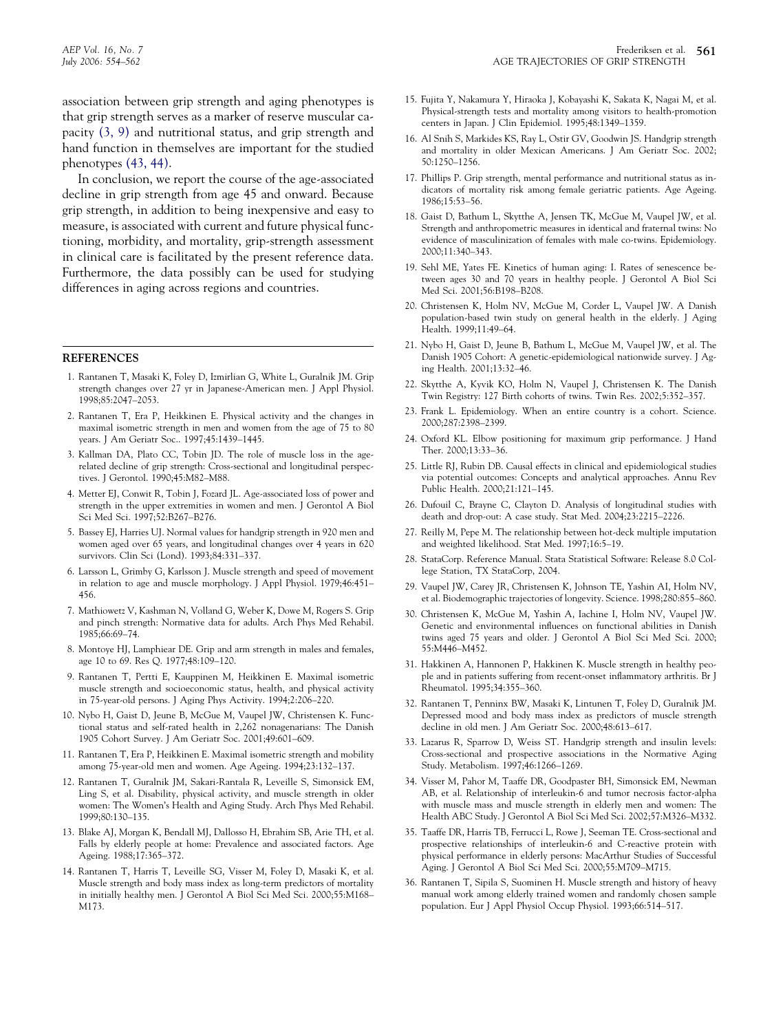association between grip strength and aging phenotypes is that grip strength serves as a marker of reserve muscular capacity (3, 9) and nutritional status, and grip strength and hand function in themselves are important for the studied phenotypes (43, 44).

In conclusion, we report the course of the age-associated decline in grip strength from age 45 and onward. Because grip strength, in addition to being inexpensive and easy to measure, is associated with current and future physical functioning, morbidity, and mortality, grip-strength assessment in clinical care is facilitated by the present reference data. Furthermore, the data possibly can be used for studying differences in aging across regions and countries.

## REFERENCES

1. Rantanen T, Masaki K, Foley D, Izmirlian G, White L, Guralnik JM. Grip strength changes over 27 yr in Japanese-American men. J Appl Physiol. 1998;85:2047–2053.
2. Rantanen T, Era P, Heikkinen E. Physical activity and the changes in maximal isometric strength in men and women from the age of 75 to 80 years. J Am Geriatr Soc.. 1997;45:1439–1445.
3. Kallman DA, Plato CC, Tobin JD. The role of muscle loss in the age-related decline of grip strength: Cross-sectional and longitudinal perspectives. J Gerontol. 1990;45:M82–M88.
4. Metter EJ, Conwit R, Tobin J, Fozard JL. Age-associated loss of power and strength in the upper extremities in women and men. J Gerontol A Biol Sci Med Sci. 1997;52:B267–B276.
5. Bassey EJ, Harries UJ. Normal values for handgrip strength in 920 men and women aged over 65 years, and longitudinal changes over 4 years in 620 survivors. Clin Sci (Lond). 1993;84:331–337.
6. Larsson L, Grimby G, Karlsson J. Muscle strength and speed of movement in relation to age and muscle morphology. J Appl Physiol. 1979;46:451–456.
7. Mathiowetz V, Kashman N, Volland G, Weber K, Dowe M, Rogers S. Grip and pinch strength: Normative data for adults. Arch Phys Med Rehabil. 1985;66:69–74.
8. Montoye HJ, Lamphiear DE. Grip and arm strength in males and females, age 10 to 69. Res Q. 1977;48:109–120.
9. Rantanen T, Pertti E, Kauppinen M, Heikkinen E. Maximal isometric muscle strength and socioeconomic status, health, and physical activity in 75-year-old persons. J Aging Phys Activity. 1994;2:206–220.
10. Nybo H, Gaist D, Jeune B, McGue M, Vaupel JW, Christensen K. Functional status and self-rated health in 2,262 nonagenarians: The Danish 1905 Cohort Survey. J Am Geriatr Soc. 2001;49:601–609.
11. Rantanen T, Era P, Heikkinen E. Maximal isometric strength and mobility among 75-year-old men and women. Age Ageing. 1994;23:132–137.
12. Rantanen T, Guralnik JM, Sakari-Rantala R, Leveille S, Simonsick EM, Ling S, et al. Disability, physical activity, and muscle strength in older women: The Women's Health and Aging Study. Arch Phys Med Rehabil. 1999;80:130–135.
13. Blake AJ, Morgan K, Bendall MJ, Dallosso H, Ebrahim SB, Arie TH, et al. Falls by elderly people at home: Prevalence and associated factors. Age Ageing. 1988;17:365–372.
14. Rantanen T, Harris T, Leveille SG, Visser M, Foley D, Masaki K, et al. Muscle strength and body mass index as long-term predictors of mortality in initially healthy men. J Gerontol A Biol Sci Med Sci. 2000;55:M168–M173.
15. Fujita Y, Nakamura Y, Hiraoka J, Kobayashi K, Sakata K, Nagai M, et al. Physical-strength tests and mortality among visitors to health-promotion centers in Japan. J Clin Epidemiol. 1995;48:1349–1359.
16. Al Snih S, Markides KS, Ray L, Ostir GV, Goodwin JS. Handgrip strength and mortality in older Mexican Americans. J Am Geriatr Soc. 2002; 50:1250–1256.
17. Phillips P. Grip strength, mental performance and nutritional status as indicators of mortality risk among female geriatric patients. Age Ageing. 1986;15:53–56.
18. Gaist D, Bathum L, Skytthe A, Jensen TK, McGue M, Vaupel JW, et al. Strength and anthropometric measures in identical and fraternal twins: No evidence of masculinization of females with male co-twins. Epidemiology. 2000;11:340–343.
19. Sehl ME, Yates FE. Kinetics of human aging: I. Rates of senescence between ages 30 and 70 years in healthy people. J Gerontol A Biol Sci Med Sci. 2001;56:B198–B208.
20. Christensen K, Holm NV, McGue M, Corder L, Vaupel JW. A Danish population-based twin study on general health in the elderly. J Aging Health. 1999;11:49–64.
21. Nybo H, Gaist D, Jeune B, Bathum L, McGue M, Vaupel JW, et al. The Danish 1905 Cohort: A genetic-epidemiological nationwide survey. J Aging Health. 2001;13:32–46.
22. Skytthe A, Kyvik KO, Holm N, Vaupel J, Christensen K. The Danish Twin Registry: 127 Birth cohorts of twins. Twin Res. 2002;5:352–357.
23. Frank L. Epidemiology. When an entire country is a cohort. Science. 2000;287:2398–2399.
24. Oxford KL. Elbow positioning for maximum grip performance. J Hand Ther. 2000;13:33–36.
25. Little RJ, Rubin DB. Causal effects in clinical and epidemiological studies via potential outcomes: Concepts and analytical approaches. Annu Rev Public Health. 2000;21:121–145.
26. Dufouil C, Brayne C, Clayton D. Analysis of longitudinal studies with death and drop-out: A case study. Stat Med. 2004;23:2215–2226.
27. Reilly M, Pepe M. The relationship between hot-deck multiple imputation and weighted likelihood. Stat Med. 1997;16:5–19.
28. StataCorp. Reference Manual. Stata Statistical Software: Release 8.0 College Station, TX StataCorp, 2004.
29. Vaupel JW, Carey JR, Christensen K, Johnson TE, Yashin AI, Holm NV, et al. Biodemographic trajectories of longevity. Science. 1998;280:855–860.
30. Christensen K, McGue M, Yashin A, Iachine I, Holm NV, Vaupel JW. Genetic and environmental influences on functional abilities in Danish twins aged 75 years and older. J Gerontol A Biol Sci Med Sci. 2000; 55:M446–M452.
31. Hakkinen A, Hannonen P, Hakkinen K. Muscle strength in healthy people and in patients suffering from recent-onset inflammatory arthritis. Br J Rheumatol. 1995;34:355–360.
32. Rantanen T, Penninx BW, Masaki K, Lintunen T, Foley D, Guralnik JM. Depressed mood and body mass index as predictors of muscle strength decline in old men. J Am Geriatr Soc. 2000;48:613–617.
33. Lazarus R, Sparrow D, Weiss ST. Handgrip strength and insulin levels: Cross-sectional and prospective associations in the Normative Aging Study. Metabolism. 1997;46:1266–1269.
34. Visser M, Pahor M, Taaffe DR, Goodpaster BH, Simonsick EM, Newman AB, et al. Relationship of interleukin-6 and tumor necrosis factor-alpha with muscle mass and muscle strength in elderly men and women: The Health ABC Study. J Gerontol A Biol Sci Med Sci. 2002;57:M326–M332.
35. Taaffe DR, Harris TB, Ferrucci L, Rowe J, Seeman TE. Cross-sectional and prospective relationships of interleukin-6 and C-reactive protein with physical performance in elderly persons: MacArthur Studies of Successful Aging. J Gerontol A Biol Sci Med Sci. 2000;55:M709–M715.
36. Rantanen T, Sipila S, Suominen H. Muscle strength and history of heavy manual work among elderly trained women and randomly chosen sample population. Eur J Appl Physiol Occup Physiol. 1993;66:514–517.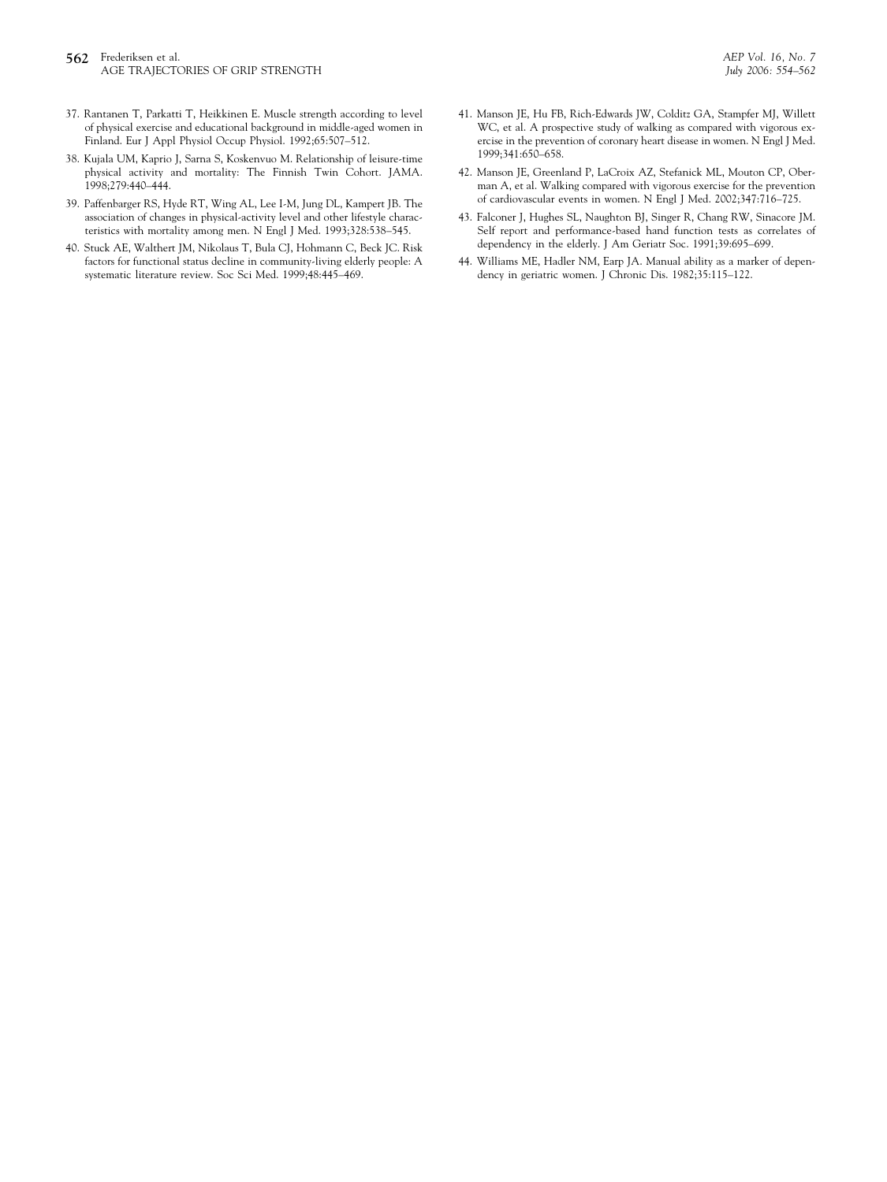37. Rantanen T, Parkatti T, Heikkinen E. Muscle strength according to level of physical exercise and educational background in middle-aged women in Finland. Eur J Appl Physiol Occup Physiol. 1992;65:507–512.
38. Kujala UM, Kaprio J, Sarna S, Koskenvuo M. Relationship of leisure-time physical activity and mortality: The Finnish Twin Cohort. JAMA. 1998;279:440–444.
39. Paffenbarger RS, Hyde RT, Wing AL, Lee I-M, Jung DL, Kampert JB. The association of changes in physical-activity level and other lifestyle characteristics with mortality among men. N Engl J Med. 1993;328:538–545.
40. Stuck AE, Walthert JM, Nikolaus T, Bula CJ, Hohmann C, Beck JC. Risk factors for functional status decline in community-living elderly people: A systematic literature review. Soc Sci Med. 1999;48:445–469.
41. Manson JE, Hu FB, Rich-Edwards JW, Colditz GA, Stampfer MJ, Willett WC, et al. A prospective study of walking as compared with vigorous exercise in the prevention of coronary heart disease in women. N Engl J Med. 1999;341:650–658.
42. Manson JE, Greenland P, LaCroix AZ, Stefanick ML, Mouton CP, Oberman A, et al. Walking compared with vigorous exercise for the prevention of cardiovascular events in women. N Engl J Med. 2002;347:716–725.
43. Falconer J, Hughes SL, Naughton BJ, Singer R, Chang RW, Sinacore JM. Self report and performance-based hand function tests as correlates of dependency in the elderly. J Am Geriatr Soc. 1991;39:695–699.
44. Williams ME, Hadler NM, Earp JA. Manual ability as a marker of dependency in geriatric women. J Chronic Dis. 1982;35:115–122.